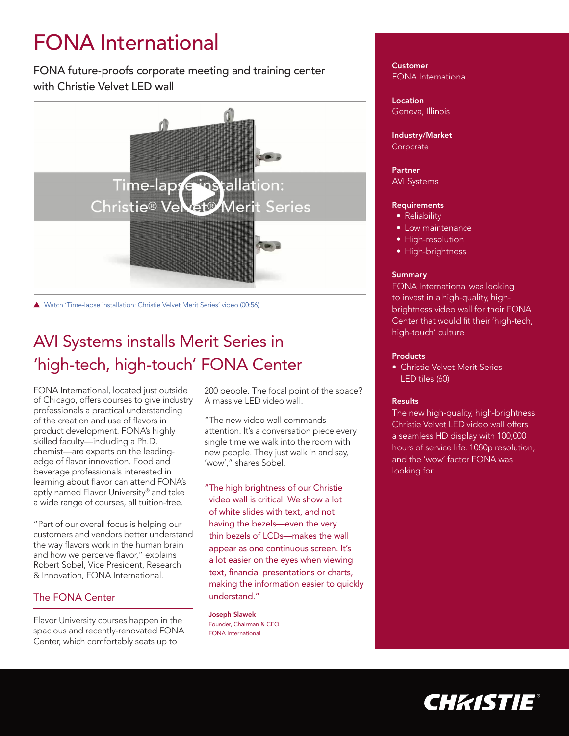# FONA International

FONA future-proofs corporate meeting and training center with Christie Velvet LED wall

▲ Watch 'Time-lapse installation: Christie Velvet Merit Series' video (00:56)

## AVI Systems installs Merit Series in 'high-tech, high-touch' FONA Center

FONA International, located just outside of Chicago, offers courses to give industry professionals a practical understanding of the creation and use of flavors in product development. FONA's highly skilled faculty—including a Ph.D. chemist—are experts on the leading-edge of flavor innovation. Food and beverage professionals interested in learning about flavor can attend FONA's aptly named Flavor University® and take a wide range of courses, all tuition-free.

"Part of our overall focus is helping our customers and vendors better understand the way flavors work in the human brain and how we perceive flavor," explains Robert Sobel, Vice President, Research & Innovation, FONA International.

### The FONA Center

Flavor University courses happen in the spacious and recently-renovated FONA Center, which comfortably seats up to 200 people. The focal point of the space? A massive LED video wall.

"The new video wall commands attention. It's a conversation piece every single time we walk into the room with new people. They just walk in and say, 'wow'," shares Sobel.

"The high brightness of our Christie video wall is critical. We show a lot of white slides with text, and not having the bezels—even the very thin bezels of LCDs—makes the wall appear as one continuous screen. It's a lot easier on the eyes when viewing text, financial presentations or charts, making the information easier to quickly understand."

**Joseph Slawek**
Founder, Chairman & CEO
FONA International

**Customer**
FONA International

**Location**
Geneva, Illinois

**Industry/Market**
Corporate

**Partner**
AVI Systems

**Requirements**

- Reliability
- Low maintenance
- High-resolution
- High-brightness

**Summary**
FONA International was looking to invest in a high-quality, high-brightness video wall for their FONA Center that would fit their 'high-tech, high-touch' culture

**Products**

- Christie Velvet Merit Series LED tiles (60)

**Results**
The new high-quality, high-brightness Christie Velvet LED video wall offers a seamless HD display with 100,000 hours of service life, 1080p resolution, and the 'wow' factor FONA was looking for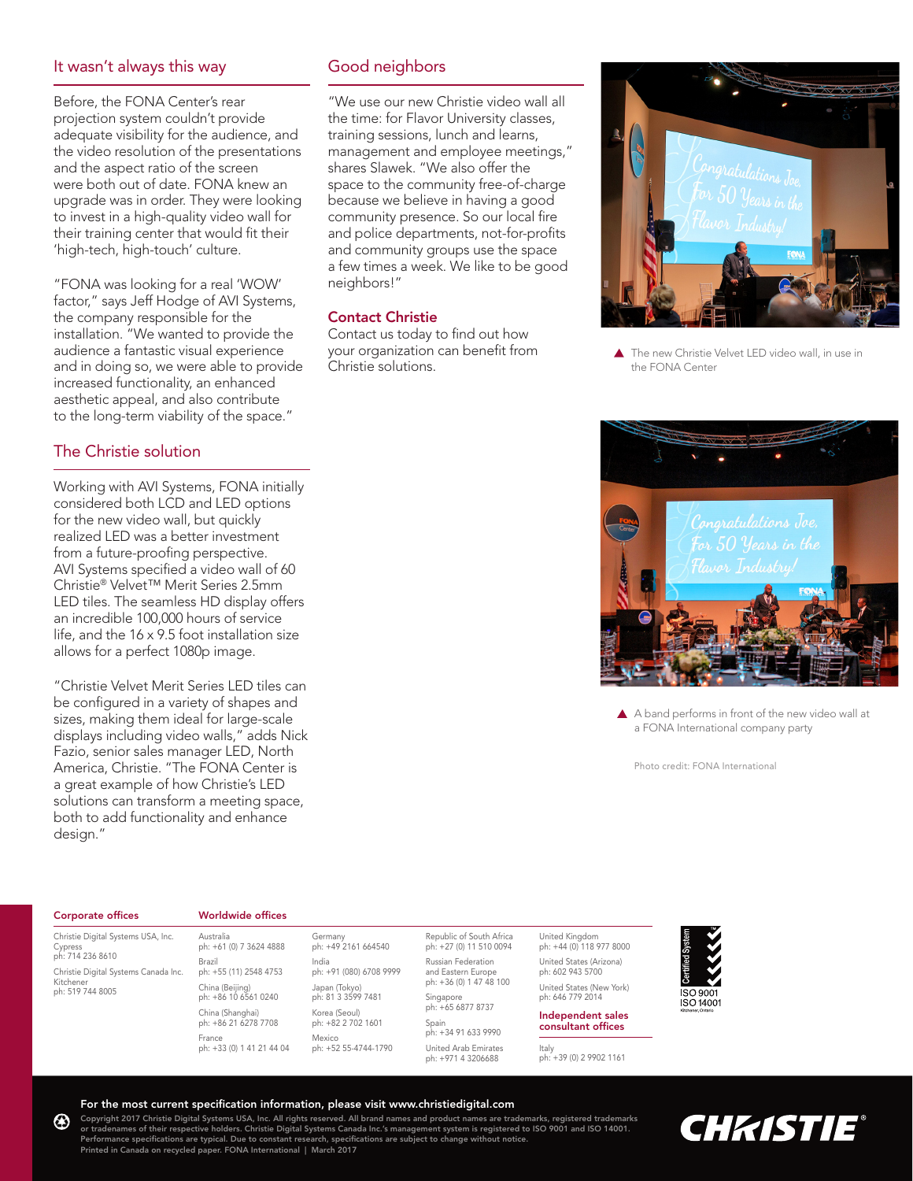## It wasn't always this way

Before, the FONA Center's rear projection system couldn't provide adequate visibility for the audience, and the video resolution of the presentations and the aspect ratio of the screen were both out of date. FONA knew an upgrade was in order. They were looking to invest in a high-quality video wall for their training center that would fit their 'high-tech, high-touch' culture.

"FONA was looking for a real 'WOW' factor," says Jeff Hodge of AVI Systems, the company responsible for the installation. "We wanted to provide the audience a fantastic visual experience and in doing so, we were able to provide increased functionality, an enhanced aesthetic appeal, and also contribute to the long-term viability of the space."

## The Christie solution

Working with AVI Systems, FONA initially considered both LCD and LED options for the new video wall, but quickly realized LED was a better investment from a future-proofing perspective. AVI Systems specified a video wall of 60 Christie® Velvet™ Merit Series 2.5mm LED tiles. The seamless HD display offers an incredible 100,000 hours of service life, and the 16 x 9.5 foot installation size allows for a perfect 1080p image.

"Christie Velvet Merit Series LED tiles can be configured in a variety of shapes and sizes, making them ideal for large-scale displays including video walls," adds Nick Fazio, senior sales manager LED, North America, Christie. "The FONA Center is a great example of how Christie's LED solutions can transform a meeting space, both to add functionality and enhance design."

## Good neighbors

"We use our new Christie video wall all the time: for Flavor University classes, training sessions, lunch and learns, management and employee meetings," shares Slawek. "We also offer the space to the community free-of-charge because we believe in having a good community presence. So our local fire and police departments, not-for-profits and community groups use the space a few times a week. We like to be good neighbors!"

**Contact Christie**

Contact us today to find out how your organization can benefit from Christie solutions.

▲ The new Christie Velvet LED video wall, in use in the FONA Center

▲ A band performs in front of the new video wall at a FONA International company party

Photo credit: FONA International

**Corporate offices**

Christie Digital Systems USA, Inc.
Cypress
ph: 714 236 8610

Christie Digital Systems Canada Inc.
Kitchener
ph: 519 744 8005

**Worldwide offices**

Australia
ph: +61 (0) 7 3624 4888

Brazil
ph: +55 (11) 2548 4753

China (Beijing)
ph: +86 10 6561 0240

China (Shanghai)
ph: +86 21 6278 7708

France
ph: +33 (0) 1 41 21 44 04

Germany
ph: +49 2161 664540

India
ph: +91 (080) 6708 9999

Japan (Tokyo)
ph: 81 3 3599 7481

Korea (Seoul)
ph: +82 2 702 1601

Mexico
ph: +52 55-4744-1790

Republic of South Africa
ph: +27 (0) 11 510 0094

Russian Federation and Eastern Europe
ph: +36 (0) 1 47 48 100

Singapore
ph: +65 6877 8737

Spain
ph: +34 91 633 9990

United Arab Emirates
ph: +971 4 3206688

United Kingdom
ph: +44 (0) 118 977 8000

United States (Arizona)
ph: 602 943 5700

United States (New York)
ph: 646 779 2014

**Independent sales consultant offices**

Italy
ph: +39 (0) 2 9902 1161

Certified System
ISO 9001
ISO 14001
Kitchener, Ontario

**For the most current specification information, please visit www.christiedigital.com**

Copyright 2017 Christie Digital Systems USA, Inc. All rights reserved. All brand names and product names are trademarks, registered trademarks or tradenames of their respective holders. Christie Digital Systems Canada Inc.'s management system is registered to ISO 9001 and ISO 14001. Performance specifications are typical. Due to constant research, specifications are subject to change without notice.
Printed in Canada on recycled paper. FONA International | March 2017

CHRISTIE®